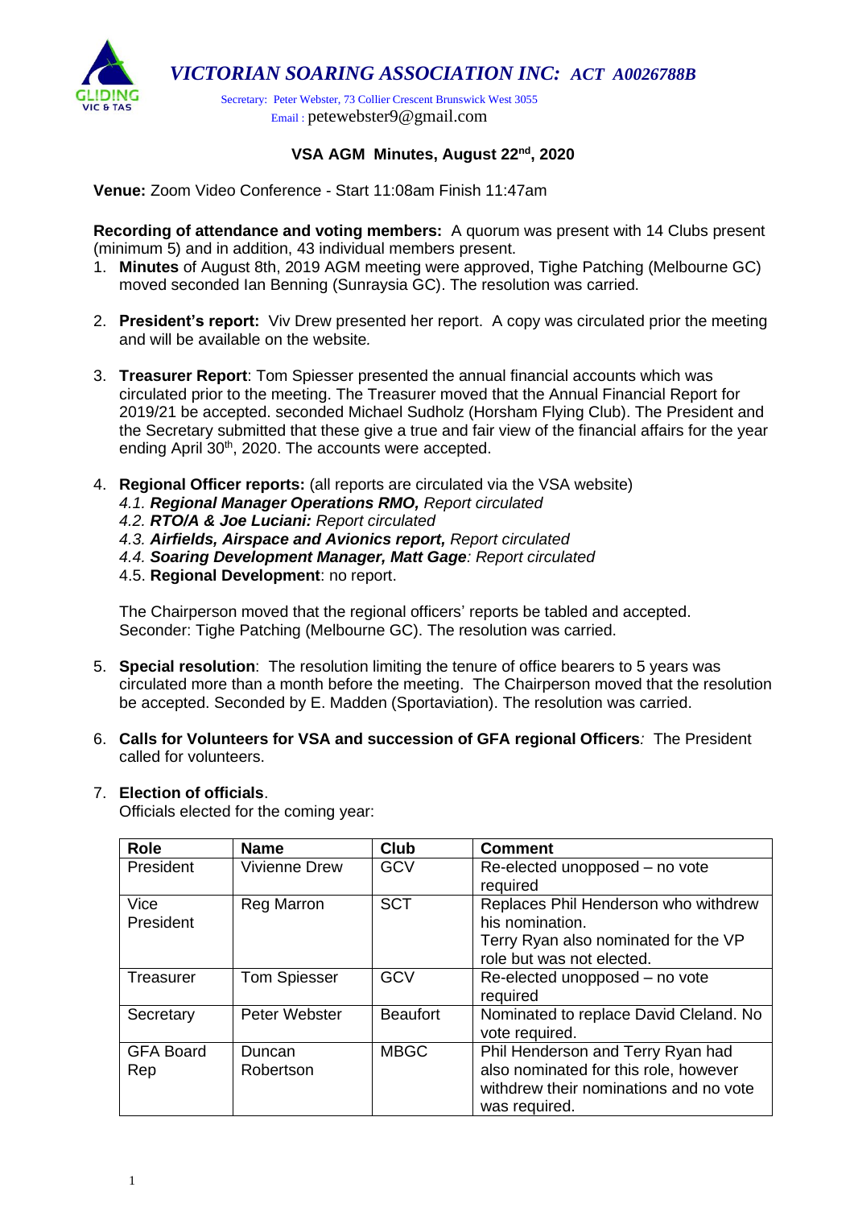# VICTORIAN SOARING ASSOCIATION INC: ACT A0026788B

Secretary: Peter Webster, 73 Collier Crescent Brunswick West 3055
Email : petewebster9@gmail.com

## VSA AGM Minutes, August 22nd, 2020

**Venue:** Zoom Video Conference - Start 11:08am Finish 11:47am

**Recording of attendance and voting members:** A quorum was present with 14 Clubs present (minimum 5) and in addition, 43 individual members present.

1. **Minutes** of August 8th, 2019 AGM meeting were approved, Tighe Patching (Melbourne GC) moved seconded Ian Benning (Sunraysia GC). The resolution was carried.

2. **President's report:** Viv Drew presented her report. A copy was circulated prior the meeting and will be available on the website.

3. **Treasurer Report**: Tom Spiesser presented the annual financial accounts which was circulated prior to the meeting. The Treasurer moved that the Annual Financial Report for 2019/21 be accepted. seconded Michael Sudholz (Horsham Flying Club). The President and the Secretary submitted that these give a true and fair view of the financial affairs for the year ending April 30th, 2020. The accounts were accepted.

4. **Regional Officer reports:** (all reports are circulated via the VSA website)
   4.1. ***Regional Manager Operations RMO,*** *Report circulated*
   4.2. ***RTO/A & Joe Luciani:*** *Report circulated*
   4.3. ***Airfields, Airspace and Avionics report,*** *Report circulated*
   4.4. ***Soaring Development Manager, Matt Gage****: Report circulated*
   4.5. **Regional Development**: no report.

   The Chairperson moved that the regional officers' reports be tabled and accepted. Seconder: Tighe Patching (Melbourne GC). The resolution was carried.

5. **Special resolution**: The resolution limiting the tenure of office bearers to 5 years was circulated more than a month before the meeting. The Chairperson moved that the resolution be accepted. Seconded by E. Madden (Sportaviation). The resolution was carried.

6. **Calls for Volunteers for VSA and succession of GFA regional Officers***:* The President called for volunteers.

7. **Election of officials**.
   Officials elected for the coming year:

| Role | Name | Club | Comment |
|---|---|---|---|
| President | Vivienne Drew | GCV | Re-elected unopposed – no vote required |
| Vice President | Reg Marron | SCT | Replaces Phil Henderson who withdrew his nomination. Terry Ryan also nominated for the VP role but was not elected. |
| Treasurer | Tom Spiesser | GCV | Re-elected unopposed – no vote required |
| Secretary | Peter Webster | Beaufort | Nominated to replace David Cleland. No vote required. |
| GFA Board Rep | Duncan Robertson | MBGC | Phil Henderson and Terry Ryan had also nominated for this role, however withdrew their nominations and no vote was required. |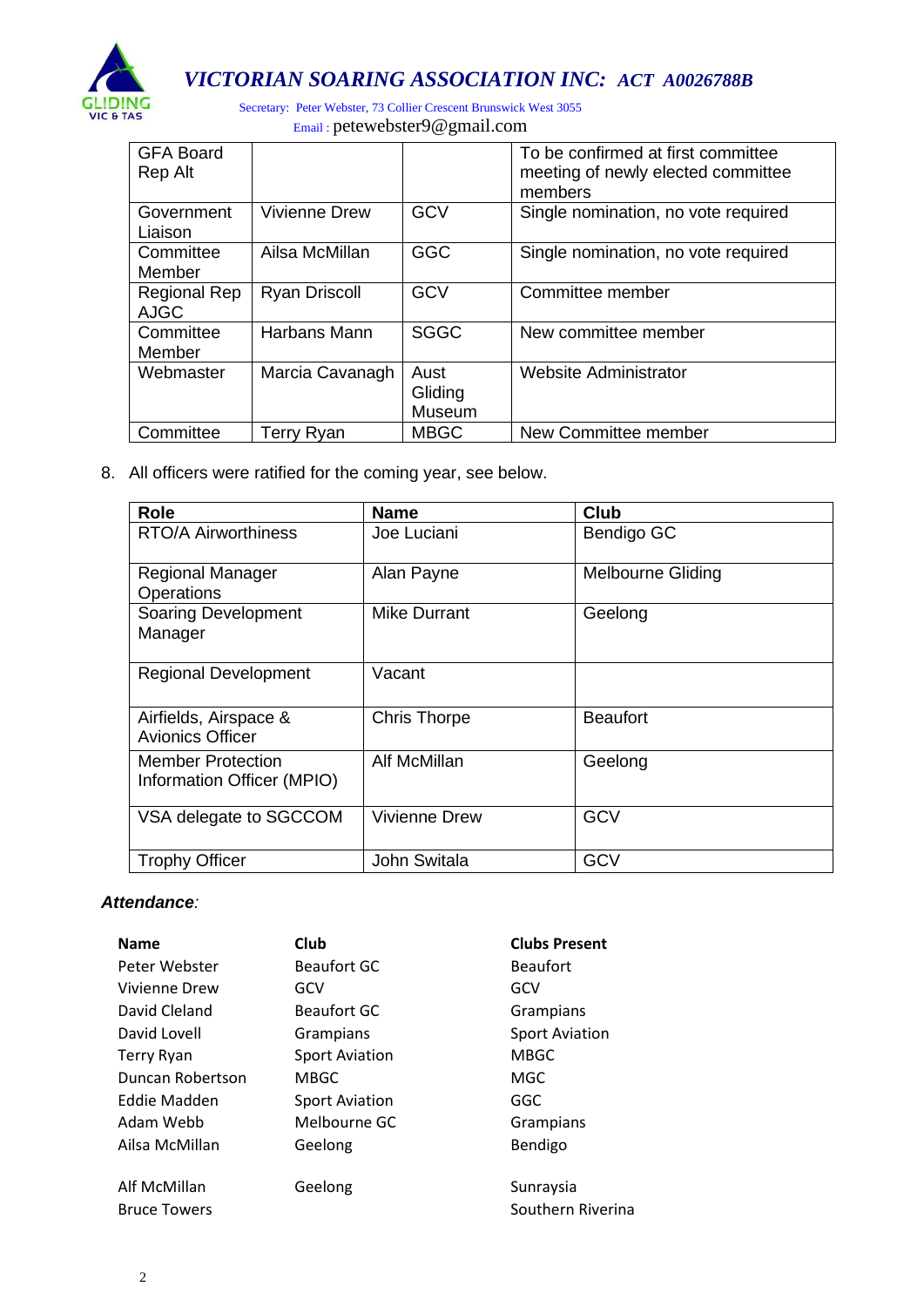# VICTORIAN SOARING ASSOCIATION INC: ACT A0026788B

Secretary: Peter Webster, 73 Collier Crescent Brunswick West 3055
Email : petewebster9@gmail.com

| GFA Board Rep Alt | | | To be confirmed at first committee meeting of newly elected committee members |
|---|---|---|---|
| Government Liaison | Vivienne Drew | GCV | Single nomination, no vote required |
| Committee Member | Ailsa McMillan | GGC | Single nomination, no vote required |
| Regional Rep AJGC | Ryan Driscoll | GCV | Committee member |
| Committee Member | Harbans Mann | SGGC | New committee member |
| Webmaster | Marcia Cavanagh | Aust Gliding Museum | Website Administrator |
| Committee | Terry Ryan | MBGC | New Committee member |

8. All officers were ratified for the coming year, see below.

| Role | Name | Club |
|---|---|---|
| RTO/A Airworthiness | Joe Luciani | Bendigo GC |
| Regional Manager Operations | Alan Payne | Melbourne Gliding |
| Soaring Development Manager | Mike Durrant | Geelong |
| Regional Development | Vacant | |
| Airfields, Airspace & Avionics Officer | Chris Thorpe | Beaufort |
| Member Protection Information Officer (MPIO) | Alf McMillan | Geelong |
| VSA delegate to SGCCOM | Vivienne Drew | GCV |
| Trophy Officer | John Switala | GCV |

***Attendance**:*

| Name | Club | Clubs Present |
|---|---|---|
| Peter Webster | Beaufort GC | Beaufort |
| Vivienne Drew | GCV | GCV |
| David Cleland | Beaufort GC | Grampians |
| David Lovell | Grampians | Sport Aviation |
| Terry Ryan | Sport Aviation | MBGC |
| Duncan Robertson | MBGC | MGC |
| Eddie Madden | Sport Aviation | GGC |
| Adam Webb | Melbourne GC | Grampians |
| Ailsa McMillan | Geelong | Bendigo |
| Alf McMillan | Geelong | Sunraysia |
| Bruce Towers | | Southern Riverina |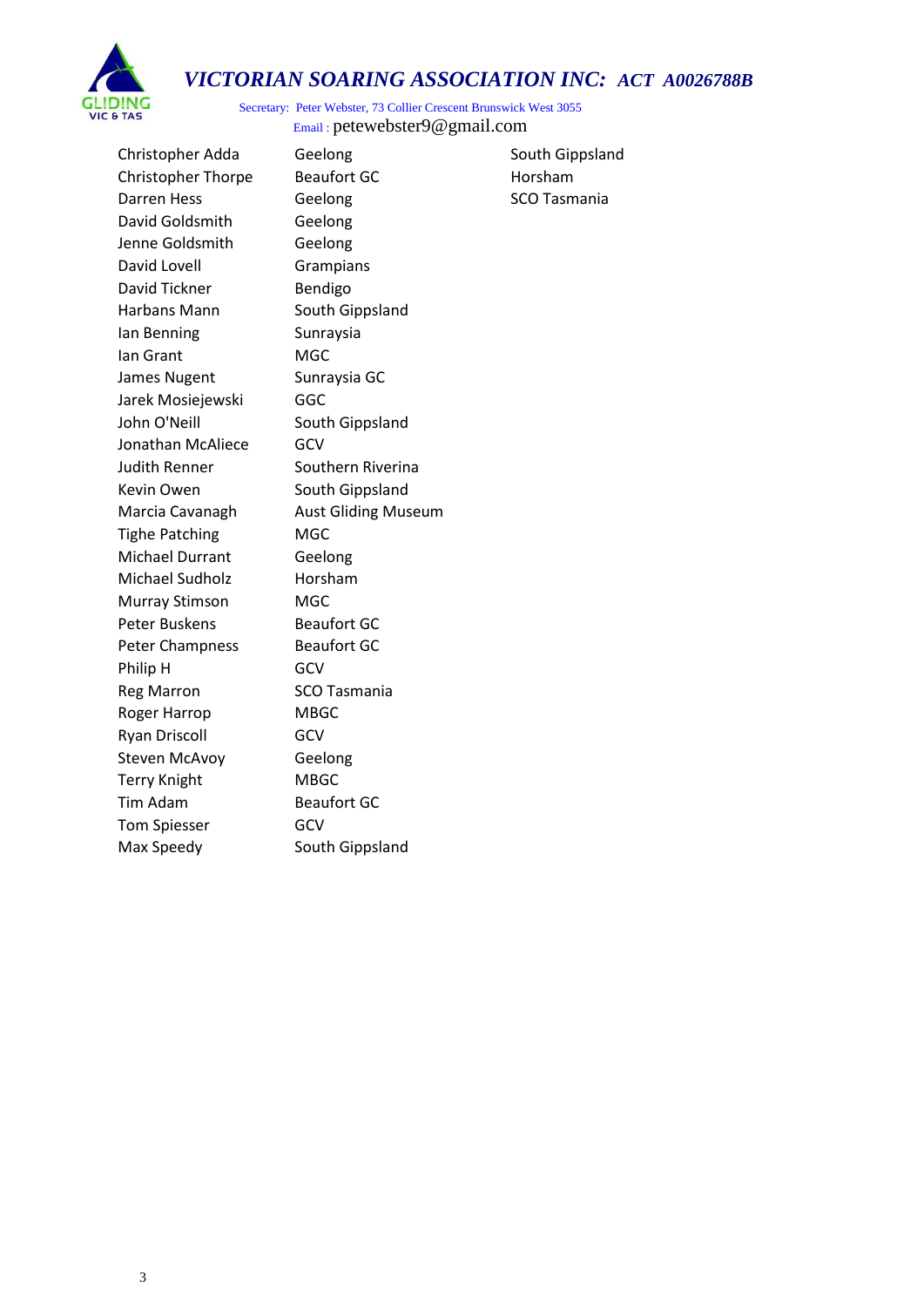# *VICTORIAN SOARING ASSOCIATION INC: ACT A0026788B*

Secretary: Peter Webster, 73 Collier Crescent Brunswick West 3055
Email : petewebster9@gmail.com

| | | |
|---|---|---|
| Christopher Adda | Geelong | South Gippsland |
| Christopher Thorpe | Beaufort GC | Horsham |
| Darren Hess | Geelong | SCO Tasmania |
| David Goldsmith | Geelong | |
| Jenne Goldsmith | Geelong | |
| David Lovell | Grampians | |
| David Tickner | Bendigo | |
| Harbans Mann | South Gippsland | |
| Ian Benning | Sunraysia | |
| Ian Grant | MGC | |
| James Nugent | Sunraysia GC | |
| Jarek Mosiejewski | GGC | |
| John O'Neill | South Gippsland | |
| Jonathan McAliece | GCV | |
| Judith Renner | Southern Riverina | |
| Kevin Owen | South Gippsland | |
| Marcia Cavanagh | Aust Gliding Museum | |
| Tighe Patching | MGC | |
| Michael Durrant | Geelong | |
| Michael Sudholz | Horsham | |
| Murray Stimson | MGC | |
| Peter Buskens | Beaufort GC | |
| Peter Champness | Beaufort GC | |
| Philip H | GCV | |
| Reg Marron | SCO Tasmania | |
| Roger Harrop | MBGC | |
| Ryan Driscoll | GCV | |
| Steven McAvoy | Geelong | |
| Terry Knight | MBGC | |
| Tim Adam | Beaufort GC | |
| Tom Spiesser | GCV | |
| Max Speedy | South Gippsland | |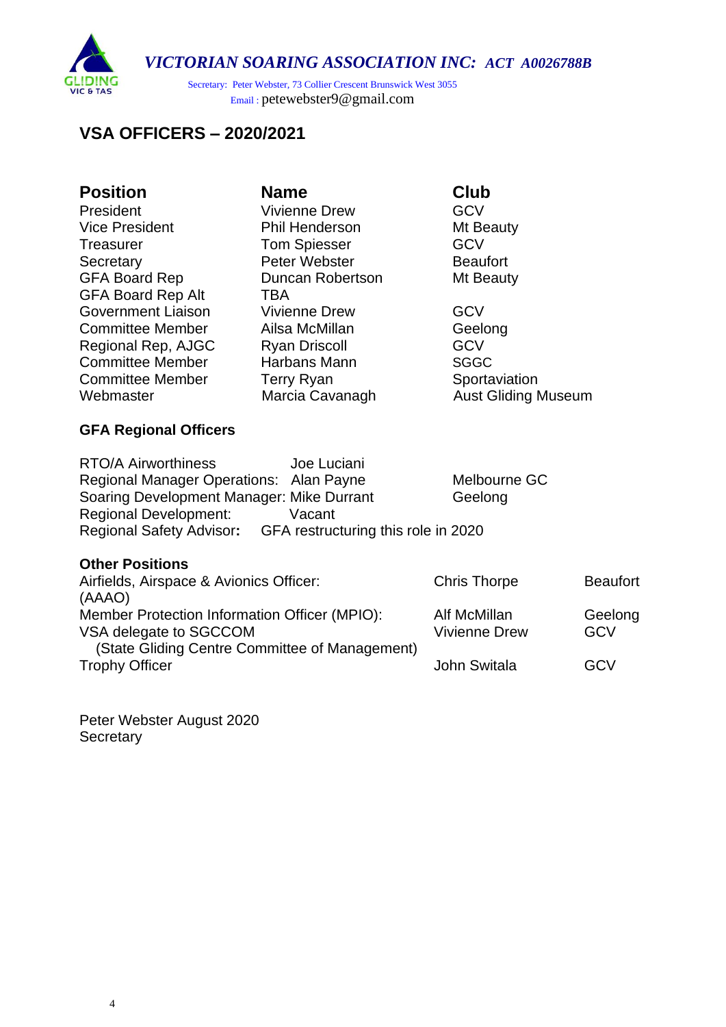*VICTORIAN SOARING ASSOCIATION INC: ACT A0026788B*

Secretary: Peter Webster, 73 Collier Crescent Brunswick West 3055
Email : petewebster9@gmail.com

## VSA OFFICERS – 2020/2021

| Position | Name | Club |
|---|---|---|
| President | Vivienne Drew | GCV |
| Vice President | Phil Henderson | Mt Beauty |
| Treasurer | Tom Spiesser | GCV |
| Secretary | Peter Webster | Beaufort |
| GFA Board Rep | Duncan Robertson | Mt Beauty |
| GFA Board Rep Alt | TBA | |
| Government Liaison | Vivienne Drew | GCV |
| Committee Member | Ailsa McMillan | Geelong |
| Regional Rep, AJGC | Ryan Driscoll | GCV |
| Committee Member | Harbans Mann | SGGC |
| Committee Member | Terry Ryan | Sportaviation |
| Webmaster | Marcia Cavanagh | Aust Gliding Museum |

### GFA Regional Officers

| | | |
|---|---|---|
| RTO/A Airworthiness | Joe Luciani | |
| Regional Manager Operations: | Alan Payne | Melbourne GC |
| Soaring Development Manager: | Mike Durrant | Geelong |
| Regional Development: | Vacant | |
| Regional Safety Advisor**:** | GFA restructuring this role in 2020 | |

### Other Positions

| | | |
|---|---|---|
| Airfields, Airspace & Avionics Officer: (AAAO) | Chris Thorpe | Beaufort |
| Member Protection Information Officer (MPIO): | Alf McMillan | Geelong |
| VSA delegate to SGCCOM (State Gliding Centre Committee of Management) | Vivienne Drew | GCV |
| Trophy Officer | John Switala | GCV |

Peter Webster August 2020
Secretary